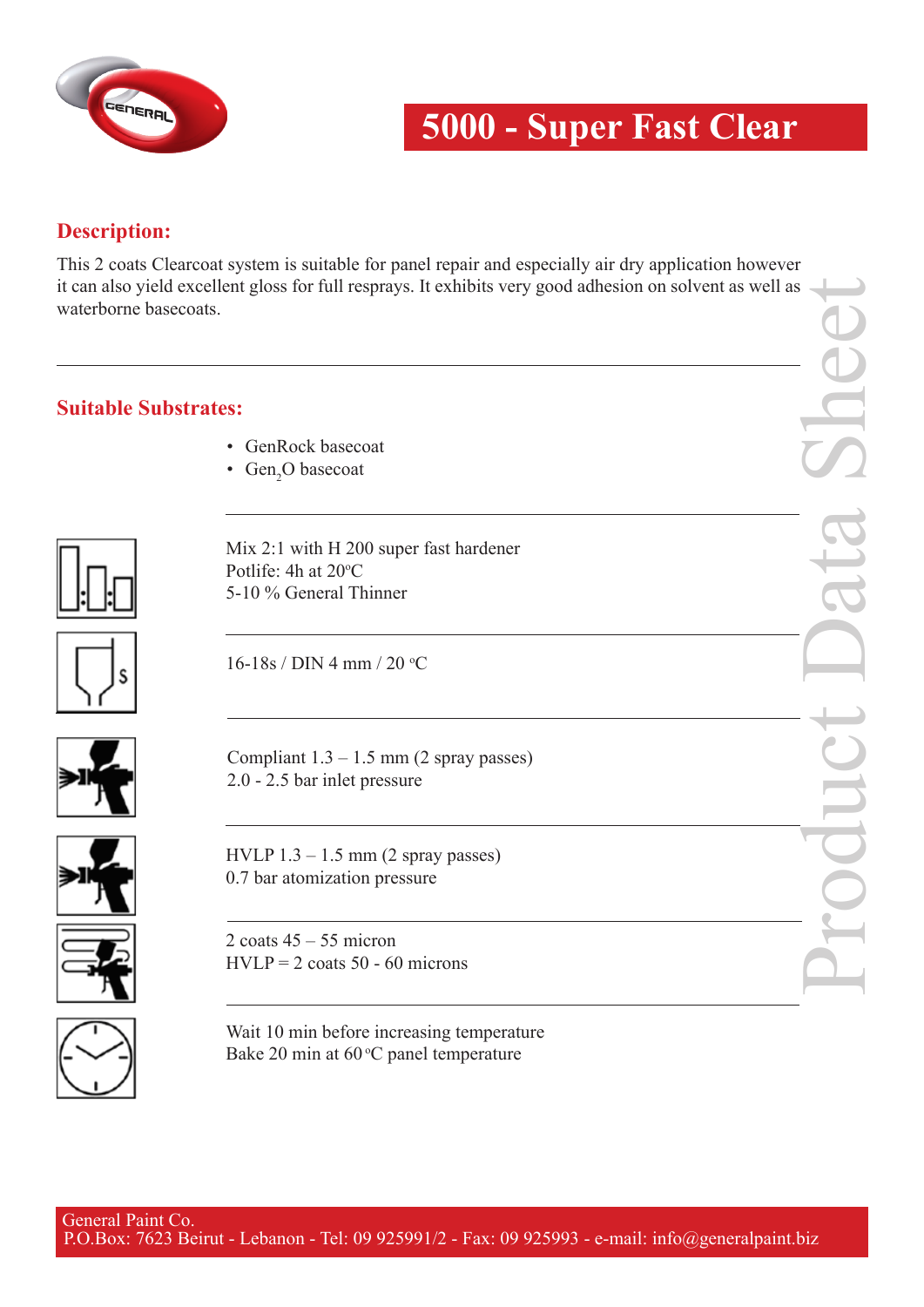# 5000 - Super Fast Clear

## Description:

This 2 coats Clearcoat system is suitable for panel repair and especially air dry application however it can also yield excellent gloss for full resprays. It exhibits very good adhesion on solvent as well as waterborne basecoats.

## Suitable Substrates:

- GenRock basecoat
- Gen$_2$O basecoat

Mix 2:1 with H 200 super fast hardener
Potlife: 4h at 20ºC
5-10 % General Thinner

16-18s / DIN 4 mm / 20 ºC

Compliant 1.3 – 1.5 mm (2 spray passes)
2.0 - 2.5 bar inlet pressure

HVLP 1.3 – 1.5 mm (2 spray passes)
0.7 bar atomization pressure

2 coats 45 – 55 micron
HVLP = 2 coats 50 - 60 microns

Wait 10 min before increasing temperature
Bake 20 min at 60 ºC panel temperature

Product Data Sheet

General Paint Co.
P.O.Box: 7623 Beirut - Lebanon - Tel: 09 925991/2 - Fax: 09 925993 - e-mail: info@generalpaint.biz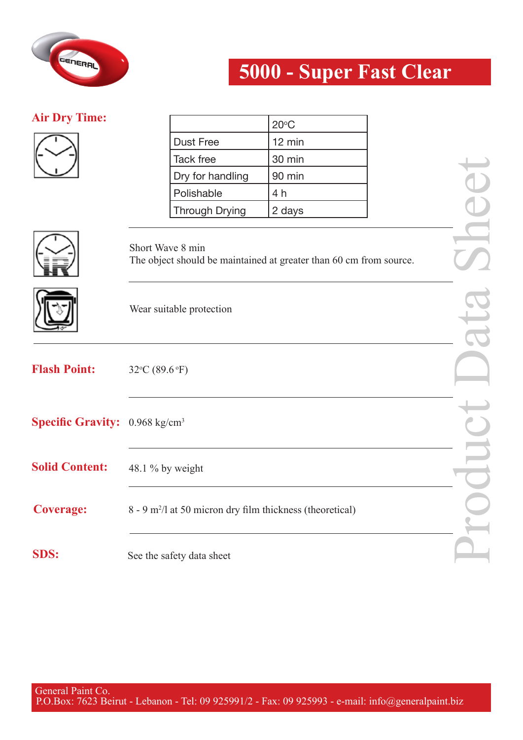# 5000 - Super Fast Clear

**Air Dry Time:**

| | 20°C |
|---|---|
| Dust Free | 12 min |
| Tack free | 30 min |
| Dry for handling | 90 min |
| Polishable | 4 h |
| Through Drying | 2 days |

Short Wave 8 min
The object should be maintained at greater than 60 cm from source.

Wear suitable protection

**Flash Point:** 32°C (89.6 °F)

**Specific Gravity:** 0.968 kg/cm$^3$

**Solid Content:** 48.1 % by weight

**Coverage:** 8 - 9 m$^2$/l at 50 micron dry film thickness (theoretical)

**SDS:** See the safety data sheet

Product Data Sheet

General Paint Co.
P.O.Box: 7623 Beirut - Lebanon - Tel: 09 925991/2 - Fax: 09 925993 - e-mail: info@generalpaint.biz